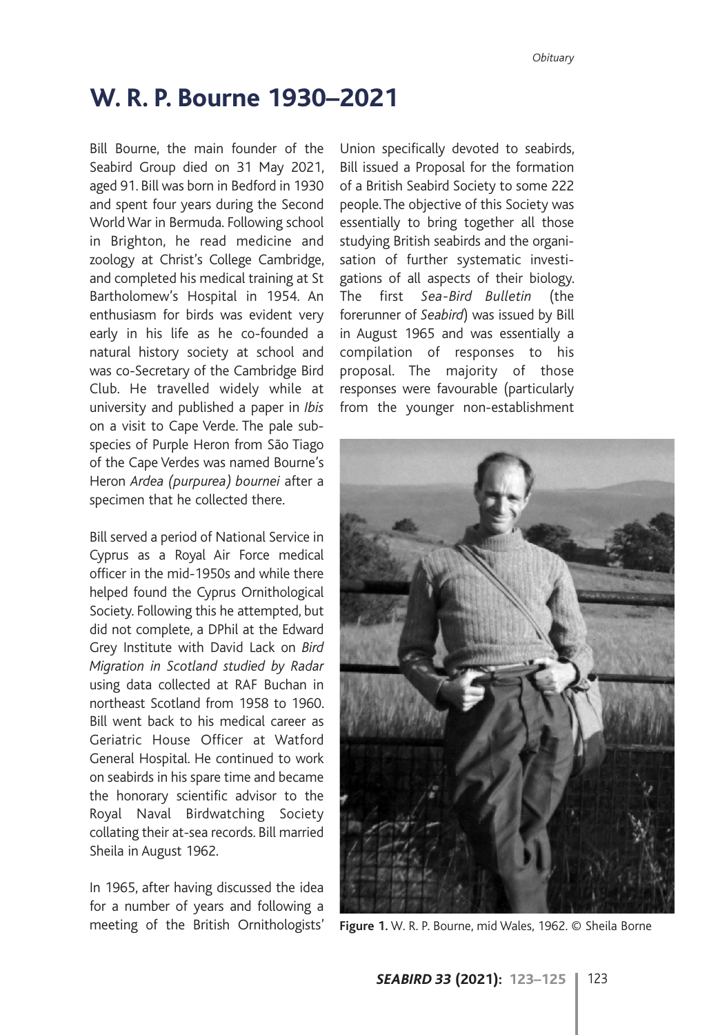# W. R. P. Bourne 1930–2021

Bill Bourne, the main founder of the Seabird Group died on 31 May 2021, aged 91. Bill was born in Bedford in 1930 and spent four years during the Second World War in Bermuda. Following school in Brighton, he read medicine and zoology at Christ's College Cambridge, and completed his medical training at St Bartholomew's Hospital in 1954. An enthusiasm for birds was evident very early in his life as he co-founded a natural history society at school and was co-Secretary of the Cambridge Bird Club. He travelled widely while at university and published a paper in *Ibis* on a visit to Cape Verde. The pale subspecies of Purple Heron from São Tiago of the Cape Verdes was named Bourne's Heron *Ardea (purpurea) bournei* after a specimen that he collected there.

Bill served a period of National Service in Cyprus as a Royal Air Force medical officer in the mid-1950s and while there helped found the Cyprus Ornithological Society. Following this he attempted, but did not complete, a DPhil at the Edward Grey Institute with David Lack on *Bird Migration in Scotland studied by Radar* using data collected at RAF Buchan in northeast Scotland from 1958 to 1960. Bill went back to his medical career as Geriatric House Officer at Watford General Hospital. He continued to work on seabirds in his spare time and became the honorary scientific advisor to the Royal Naval Birdwatching Society collating their at-sea records. Bill married Sheila in August 1962.

In 1965, after having discussed the idea for a number of years and following a meeting of the British Ornithologists' Union specifically devoted to seabirds, Bill issued a Proposal for the formation of a British Seabird Society to some 222 people. The objective of this Society was essentially to bring together all those studying British seabirds and the organisation of further systematic investigations of all aspects of their biology. The first *Sea-Bird Bulletin* (the forerunner of *Seabird*) was issued by Bill in August 1965 and was essentially a compilation of responses to his proposal. The majority of those responses were favourable (particularly from the younger non-establishment

**Figure 1.** W. R. P. Bourne, mid Wales, 1962. © Sheila Borne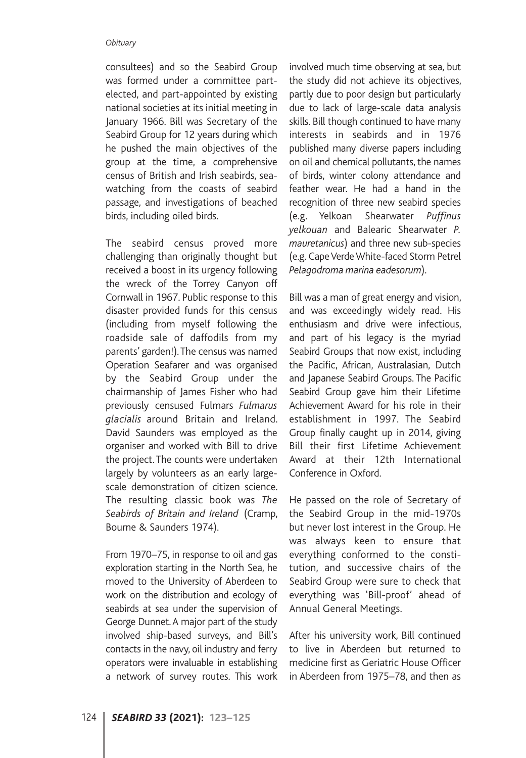consultees) and so the Seabird Group was formed under a committee part-elected, and part-appointed by existing national societies at its initial meeting in January 1966. Bill was Secretary of the Seabird Group for 12 years during which he pushed the main objectives of the group at the time, a comprehensive census of British and Irish seabirds, sea-watching from the coasts of seabird passage, and investigations of beached birds, including oiled birds.

The seabird census proved more challenging than originally thought but received a boost in its urgency following the wreck of the Torrey Canyon off Cornwall in 1967. Public response to this disaster provided funds for this census (including from myself following the roadside sale of daffodils from my parents' garden!). The census was named Operation Seafarer and was organised by the Seabird Group under the chairmanship of James Fisher who had previously censused Fulmars *Fulmarus glacialis* around Britain and Ireland. David Saunders was employed as the organiser and worked with Bill to drive the project. The counts were undertaken largely by volunteers as an early large-scale demonstration of citizen science. The resulting classic book was *The Seabirds of Britain and Ireland* (Cramp, Bourne & Saunders 1974).

From 1970–75, in response to oil and gas exploration starting in the North Sea, he moved to the University of Aberdeen to work on the distribution and ecology of seabirds at sea under the supervision of George Dunnet. A major part of the study involved ship-based surveys, and Bill's contacts in the navy, oil industry and ferry operators were invaluable in establishing a network of survey routes. This work involved much time observing at sea, but the study did not achieve its objectives, partly due to poor design but particularly due to lack of large-scale data analysis skills. Bill though continued to have many interests in seabirds and in 1976 published many diverse papers including on oil and chemical pollutants, the names of birds, winter colony attendance and feather wear. He had a hand in the recognition of three new seabird species (e.g. Yelkoan Shearwater *Puffinus yelkouan* and Balearic Shearwater *P. mauretanicus*) and three new sub-species (e.g. Cape Verde White-faced Storm Petrel *Pelagodroma marina eadesorum*).

Bill was a man of great energy and vision, and was exceedingly widely read. His enthusiasm and drive were infectious, and part of his legacy is the myriad Seabird Groups that now exist, including the Pacific, African, Australasian, Dutch and Japanese Seabird Groups. The Pacific Seabird Group gave him their Lifetime Achievement Award for his role in their establishment in 1997. The Seabird Group finally caught up in 2014, giving Bill their first Lifetime Achievement Award at their 12th International Conference in Oxford.

He passed on the role of Secretary of the Seabird Group in the mid-1970s but never lost interest in the Group. He was always keen to ensure that everything conformed to the constitution, and successive chairs of the Seabird Group were sure to check that everything was 'Bill-proof' ahead of Annual General Meetings.

After his university work, Bill continued to live in Aberdeen but returned to medicine first as Geriatric House Officer in Aberdeen from 1975–78, and then as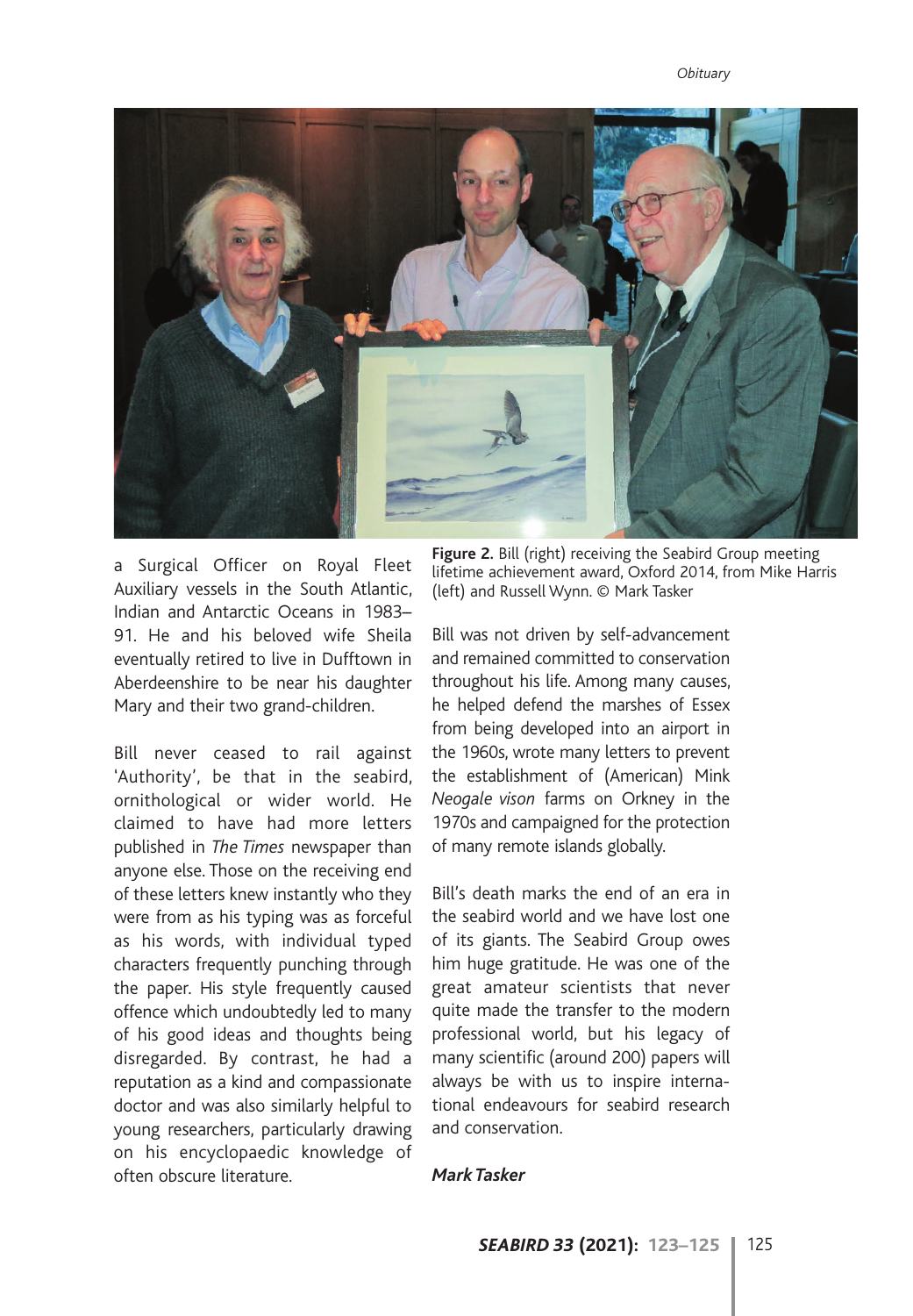a Surgical Officer on Royal Fleet Auxiliary vessels in the South Atlantic, Indian and Antarctic Oceans in 1983–91. He and his beloved wife Sheila eventually retired to live in Dufftown in Aberdeenshire to be near his daughter Mary and their two grand-children.

Bill never ceased to rail against 'Authority', be that in the seabird, ornithological or wider world. He claimed to have had more letters published in *The Times* newspaper than anyone else. Those on the receiving end of these letters knew instantly who they were from as his typing was as forceful as his words, with individual typed characters frequently punching through the paper. His style frequently caused offence which undoubtedly led to many of his good ideas and thoughts being disregarded. By contrast, he had a reputation as a kind and compassionate doctor and was also similarly helpful to young researchers, particularly drawing on his encyclopaedic knowledge of often obscure literature.

**Figure 2.** Bill (right) receiving the Seabird Group meeting lifetime achievement award, Oxford 2014, from Mike Harris (left) and Russell Wynn. © Mark Tasker

Bill was not driven by self-advancement and remained committed to conservation throughout his life. Among many causes, he helped defend the marshes of Essex from being developed into an airport in the 1960s, wrote many letters to prevent the establishment of (American) Mink *Neogale vison* farms on Orkney in the 1970s and campaigned for the protection of many remote islands globally.

Bill's death marks the end of an era in the seabird world and we have lost one of its giants. The Seabird Group owes him huge gratitude. He was one of the great amateur scientists that never quite made the transfer to the modern professional world, but his legacy of many scientific (around 200) papers will always be with us to inspire international endeavours for seabird research and conservation.

***Mark Tasker***